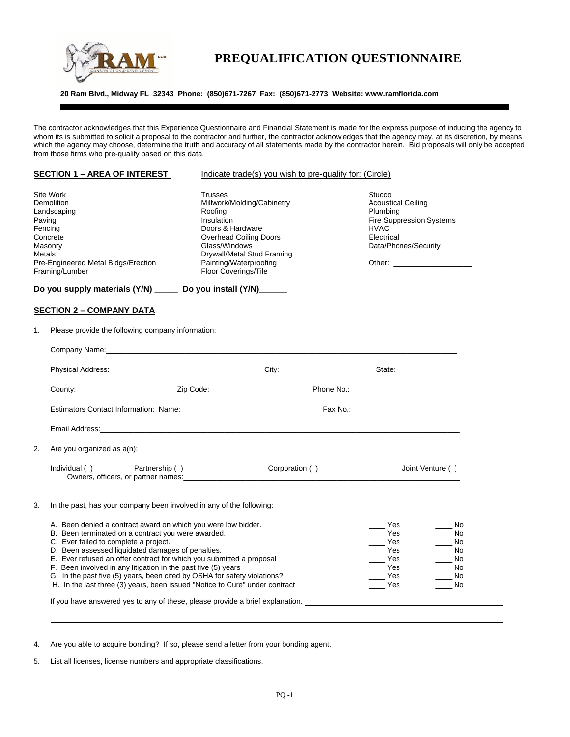# PREQUALIFICATION QUESTIONNAIRE

**20 Ram Blvd., Midway FL 32343 Phone: (850)671-7267 Fax: (850)671-2773 Website: www.ramflorida.com**

The contractor acknowledges that this Experience Questionnaire and Financial Statement is made for the express purpose of inducing the agency to whom its is submitted to solicit a proposal to the contractor and further, the contractor acknowledges that the agency may, at its discretion, by means which the agency may choose, determine the truth and accuracy of all statements made by the contractor herein. Bid proposals will only be accepted from those firms who pre-qualify based on this data.

## SECTION 1 – AREA OF INTEREST

Indicate trade(s) you wish to pre-qualify for: (Circle)

| | | |
|---|---|---|
| Site Work | Trusses | Stucco |
| Demolition | Millwork/Molding/Cabinetry | Acoustical Ceiling |
| Landscaping | Roofing | Plumbing |
| Paving | Insulation | Fire Suppression Systems |
| Fencing | Doors & Hardware | HVAC |
| Concrete | Overhead Coiling Doors | Electrical |
| Masonry | Glass/Windows | Data/Phones/Security |
| Metals | Drywall/Metal Stud Framing | |
| Pre-Engineered Metal Bldgs/Erection | Painting/Waterproofing | Other: ___________________ |
| Framing/Lumber | Floor Coverings/Tile | |

**Do you supply materials (Y/N) _____ Do you install (Y/N)______**

## SECTION 2 – COMPANY DATA

1. Please provide the following company information:

   Company Name:________________________________________________________________

   Physical Address:___________________________________ City:______________________ State:______________

   County:_______________________ Zip Code:______________________ Phone No.:________________________

   Estimators Contact Information: Name:________________________________ Fax No.:_________________________

   Email Address:________________________________________________________________

2. Are you organized as a(n):

   Individual ( ) Partnership ( ) Corporation ( ) Joint Venture ( )

   Owners, officers, or partner names:____________________________________________________

   ________________________________________________________________________________

3. In the past, has your company been involved in any of the following:

| | | |
|---|---|---|
| A. Been denied a contract award on which you were low bidder. | ____ Yes | ____ No |
| B. Been terminated on a contract you were awarded. | ____ Yes | ____ No |
| C. Ever failed to complete a project. | ____ Yes | ____ No |
| D. Been assessed liquidated damages of penalties. | ____ Yes | ____ No |
| E. Ever refused an offer contract for which you submitted a proposal | ____ Yes | ____ No |
| F. Been involved in any litigation in the past five (5) years | ____ Yes | ____ No |
| G. In the past five (5) years, been cited by OSHA for safety violations? | ____ Yes | ____ No |
| H. In the last three (3) years, been issued "Notice to Cure" under contract | ____ Yes | ____ No |

   If you have answered yes to any of these, please provide a brief explanation. ________________________________

   ________________________________________________________________________________

   ________________________________________________________________________________

   ________________________________________________________________________________

4. Are you able to acquire bonding? If so, please send a letter from your bonding agent.

5. List all licenses, license numbers and appropriate classifications.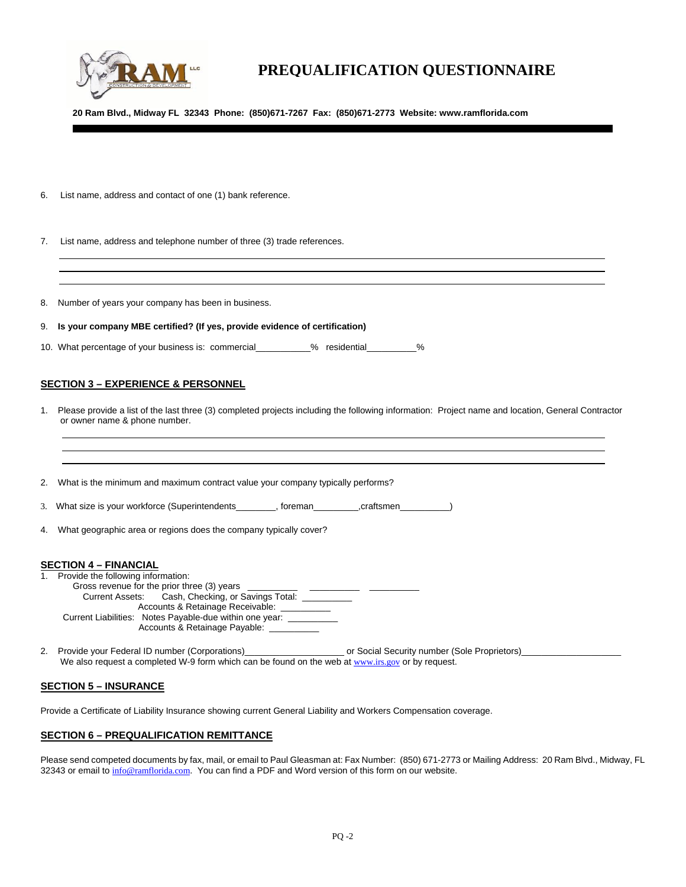# PREQUALIFICATION QUESTIONNAIRE

**20 Ram Blvd., Midway FL 32343 Phone: (850)671-7267 Fax: (850)671-2773 Website: www.ramflorida.com**

6. List name, address and contact of one (1) bank reference.

7. List name, address and telephone number of three (3) trade references.

_______________________________________________

_______________________________________________

_______________________________________________

8. Number of years your company has been in business.

9. **Is your company MBE certified? (If yes, provide evidence of certification)**

10. What percentage of your business is: commercial__________% residential_________%

## SECTION 3 – EXPERIENCE & PERSONNEL

1. Please provide a list of the last three (3) completed projects including the following information: Project name and location, General Contractor or owner name & phone number.

_______________________________________________

_______________________________________________

_______________________________________________

2. What is the minimum and maximum contract value your company typically performs?

3. What size is your workforce (Superintendents_______, foreman________,craftsmen_________)

4. What geographic area or regions does the company typically cover?

## SECTION 4 – FINANCIAL

1. Provide the following information:
   Gross revenue for the prior three (3) years __________ __________ __________
   Current Assets: Cash, Checking, or Savings Total: __________
   Accounts & Retainage Receivable: __________
   Current Liabilities: Notes Payable-due within one year: __________
   Accounts & Retainage Payable: __________

2. Provide your Federal ID number (Corporations)__________________ or Social Security number (Sole Proprietors)__________________
   We also request a completed W-9 form which can be found on the web at www.irs.gov or by request.

## SECTION 5 – INSURANCE

Provide a Certificate of Liability Insurance showing current General Liability and Workers Compensation coverage.

## SECTION 6 – PREQUALIFICATION REMITTANCE

Please send competed documents by fax, mail, or email to Paul Gleasman at: Fax Number: (850) 671-2773 or Mailing Address: 20 Ram Blvd., Midway, FL 32343 or email to info@ramflorida.com. You can find a PDF and Word version of this form on our website.